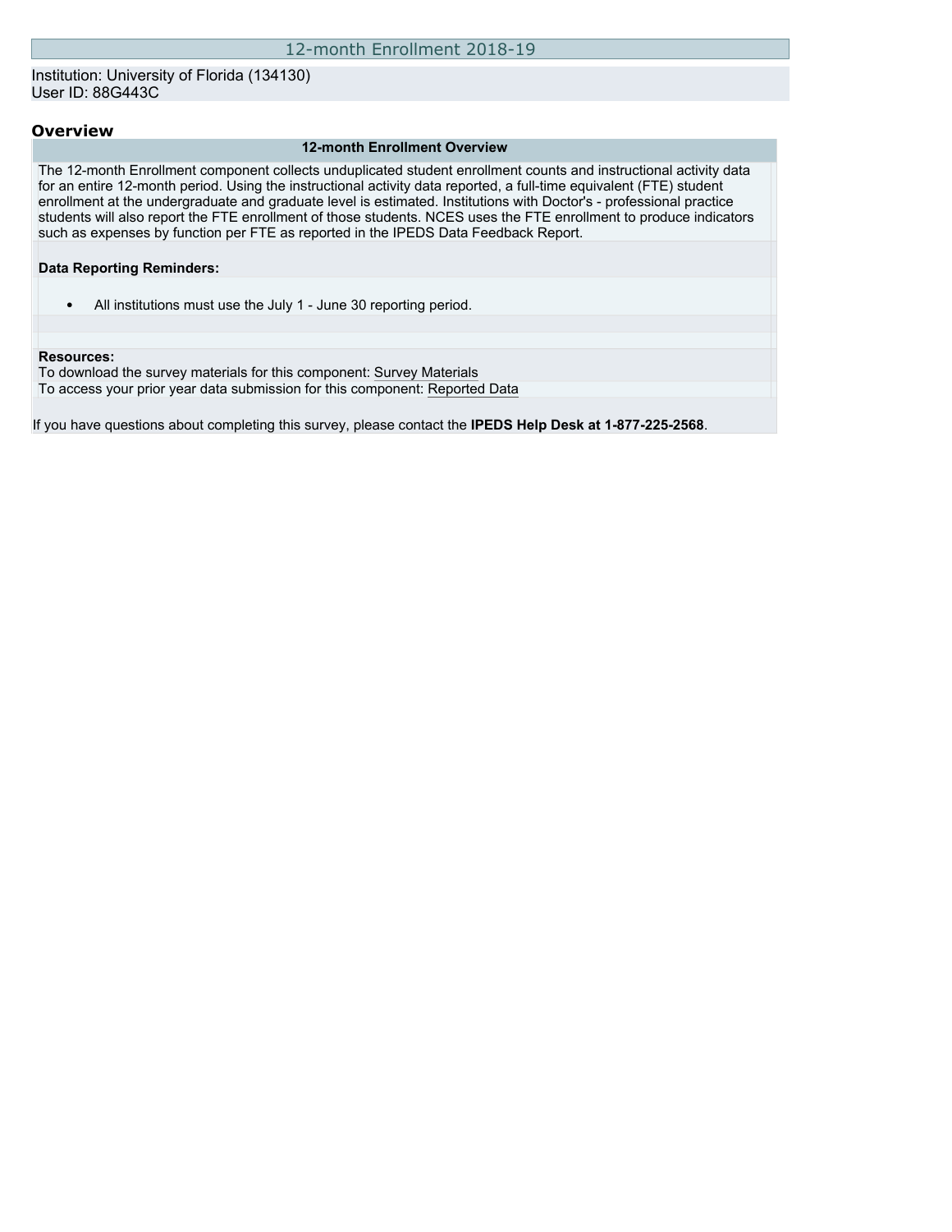# 12-month Enrollment 2018-19

Institution: University of Florida (134130)
User ID: 88G443C

## Overview

### 12-month Enrollment Overview

The 12-month Enrollment component collects unduplicated student enrollment counts and instructional activity data for an entire 12-month period. Using the instructional activity data reported, a full-time equivalent (FTE) student enrollment at the undergraduate and graduate level is estimated. Institutions with Doctor's - professional practice students will also report the FTE enrollment of those students. NCES uses the FTE enrollment to produce indicators such as expenses by function per FTE as reported in the IPEDS Data Feedback Report.

**Data Reporting Reminders:**

- All institutions must use the July 1 - June 30 reporting period.

**Resources:**
To download the survey materials for this component: Survey Materials
To access your prior year data submission for this component: Reported Data

If you have questions about completing this survey, please contact the **IPEDS Help Desk at 1-877-225-2568**.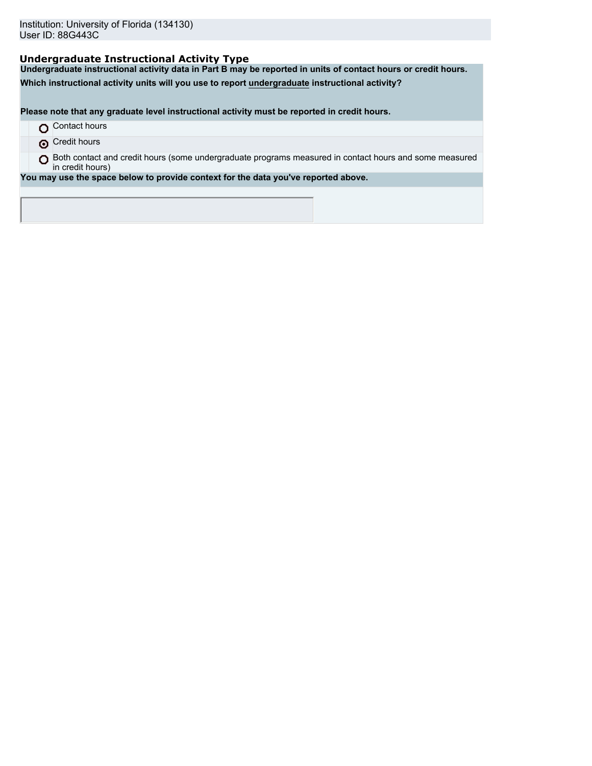Institution: University of Florida (134130)
User ID: 88G443C

## Undergraduate Instructional Activity Type

**Undergraduate instructional activity data in Part B may be reported in units of contact hours or credit hours.**

**Which instructional activity units will you use to report undergraduate instructional activity?**

**Please note that any graduate level instructional activity must be reported in credit hours.**

- ○ Contact hours
- ◉ Credit hours
- ○ Both contact and credit hours (some undergraduate programs measured in contact hours and some measured in credit hours)

**You may use the space below to provide context for the data you've reported above.**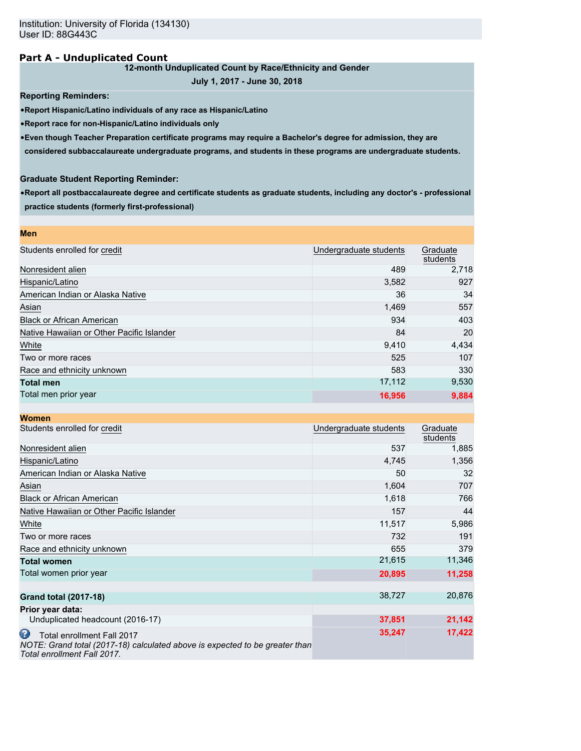Institution: University of Florida (134130)
User ID: 88G443C

## Part A - Unduplicated Count

**12-month Unduplicated Count by Race/Ethnicity and Gender**

**July 1, 2017 - June 30, 2018**

**Reporting Reminders:**

- **Report Hispanic/Latino individuals of any race as Hispanic/Latino**
- **Report race for non-Hispanic/Latino individuals only**
- **Even though Teacher Preparation certificate programs may require a Bachelor's degree for admission, they are considered subbaccalaureate undergraduate programs, and students in these programs are undergraduate students.**

**Graduate Student Reporting Reminder:**

- **Report all postbaccalaureate degree and certificate students as graduate students, including any doctor's - professional practice students (formerly first-professional)**

**Men**

| Students enrolled for credit | Undergraduate students | Graduate students |
|---|---|---|
| Nonresident alien | 489 | 2,718 |
| Hispanic/Latino | 3,582 | 927 |
| American Indian or Alaska Native | 36 | 34 |
| Asian | 1,469 | 557 |
| Black or African American | 934 | 403 |
| Native Hawaiian or Other Pacific Islander | 84 | 20 |
| White | 9,410 | 4,434 |
| Two or more races | 525 | 107 |
| Race and ethnicity unknown | 583 | 330 |
| **Total men** | 17,112 | 9,530 |
| Total men prior year | 16,956 | 9,884 |

**Women**

| Students enrolled for credit | Undergraduate students | Graduate students |
|---|---|---|
| Nonresident alien | 537 | 1,885 |
| Hispanic/Latino | 4,745 | 1,356 |
| American Indian or Alaska Native | 50 | 32 |
| Asian | 1,604 | 707 |
| Black or African American | 1,618 | 766 |
| Native Hawaiian or Other Pacific Islander | 157 | 44 |
| White | 11,517 | 5,986 |
| Two or more races | 732 | 191 |
| Race and ethnicity unknown | 655 | 379 |
| **Total women** | 21,615 | 11,346 |
| Total women prior year | 20,895 | 11,258 |

| | Undergraduate students | Graduate students |
|---|---|---|
| **Grand total (2017-18)** | 38,727 | 20,876 |
| **Prior year data:** | | |
| Unduplicated headcount (2016-17) | 37,851 | 21,142 |
| Total enrollment Fall 2017 *NOTE: Grand total (2017-18) calculated above is expected to be greater than Total enrollment Fall 2017.* | 35,247 | 17,422 |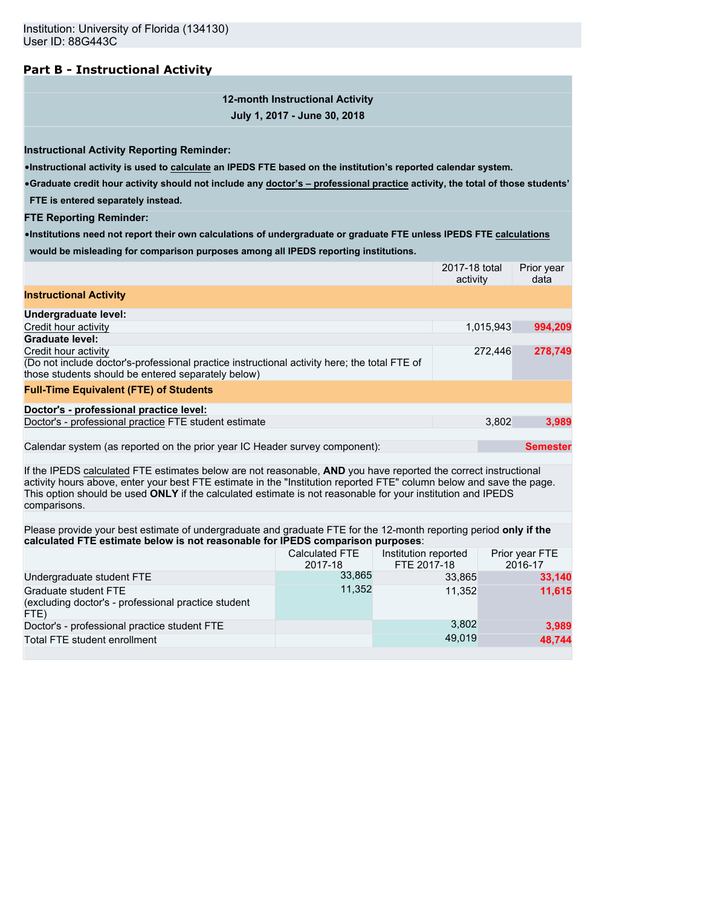Institution: University of Florida (134130)
User ID: 88G443C

## Part B - Instructional Activity

**12-month Instructional Activity**
**July 1, 2017 - June 30, 2018**

**Instructional Activity Reporting Reminder:**

- **Instructional activity is used to calculate an IPEDS FTE based on the institution's reported calendar system.**
- **Graduate credit hour activity should not include any doctor's – professional practice activity, the total of those students' FTE is entered separately instead.**

**FTE Reporting Reminder:**

- **Institutions need not report their own calculations of undergraduate or graduate FTE unless IPEDS FTE calculations would be misleading for comparison purposes among all IPEDS reporting institutions.**

| | 2017-18 total activity | Prior year data |
|---|---|---|
| **Instructional Activity** | | |
| **Undergraduate level:** | | |
| Credit hour activity | 1,015,943 | 994,209 |
| **Graduate level:** | | |
| Credit hour activity (Do not include doctor's-professional practice instructional activity here; the total FTE of those students should be entered separately below) | 272,446 | 278,749 |
| **Full-Time Equivalent (FTE) of Students** | | |
| **Doctor's - professional practice level:** | | |
| Doctor's - professional practice FTE student estimate | 3,802 | 3,989 |

Calendar system (as reported on the prior year IC Header survey component): Semester

If the IPEDS calculated FTE estimates below are not reasonable, **AND** you have reported the correct instructional activity hours above, enter your best FTE estimate in the "Institution reported FTE" column below and save the page. This option should be used **ONLY** if the calculated estimate is not reasonable for your institution and IPEDS comparisons.

Please provide your best estimate of undergraduate and graduate FTE for the 12-month reporting period **only if the calculated FTE estimate below is not reasonable for IPEDS comparison purposes**:

| | Calculated FTE 2017-18 | Institution reported FTE 2017-18 | Prior year FTE 2016-17 |
|---|---|---|---|
| Undergraduate student FTE | 33,865 | 33,865 | 33,140 |
| Graduate student FTE (excluding doctor's - professional practice student FTE) | 11,352 | 11,352 | 11,615 |
| Doctor's - professional practice student FTE | | 3,802 | 3,989 |
| Total FTE student enrollment | | 49,019 | 48,744 |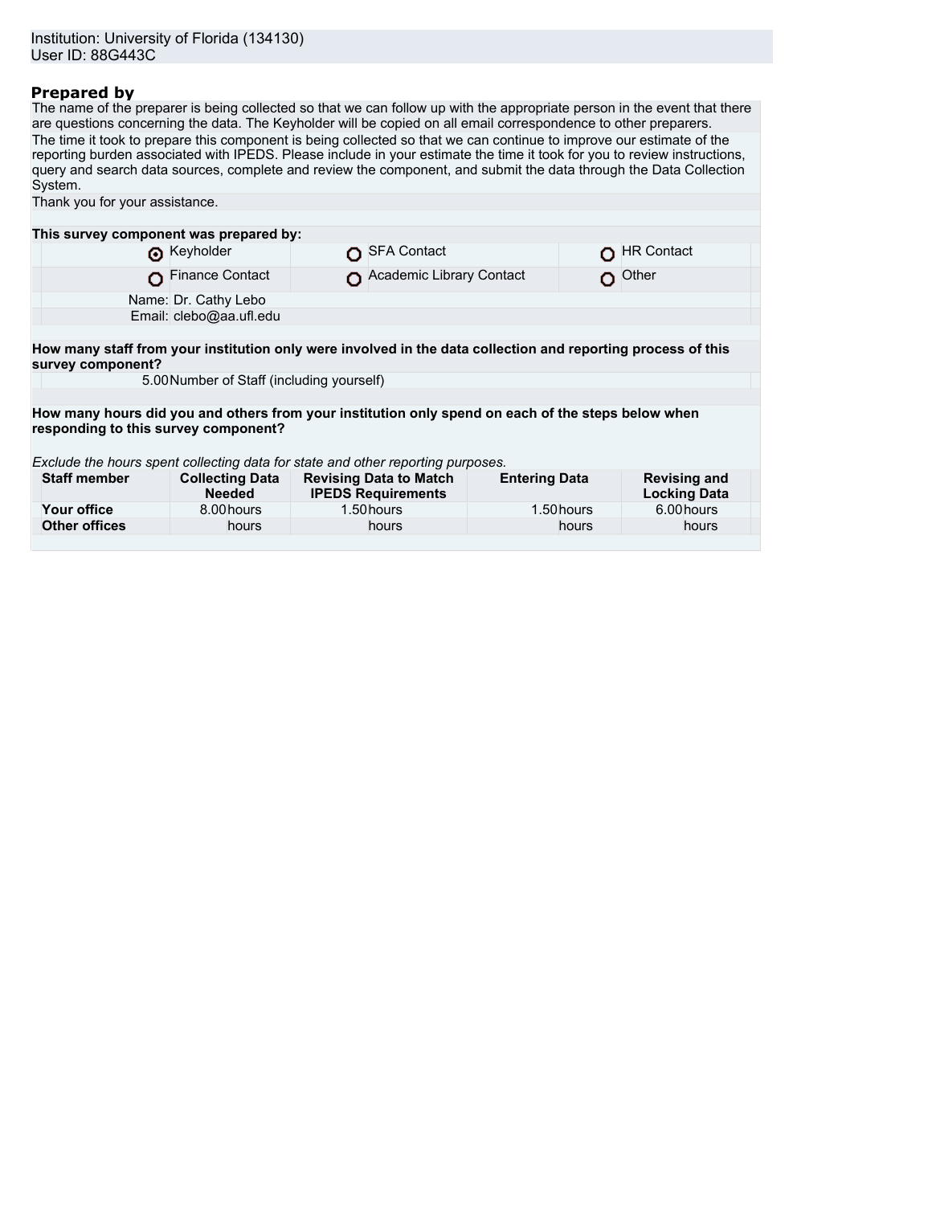Institution: University of Florida (134130)
User ID: 88G443C

## Prepared by

The name of the preparer is being collected so that we can follow up with the appropriate person in the event that there are questions concerning the data. The Keyholder will be copied on all email correspondence to other preparers.

The time it took to prepare this component is being collected so that we can continue to improve our estimate of the reporting burden associated with IPEDS. Please include in your estimate the time it took for you to review instructions, query and search data sources, complete and review the component, and submit the data through the Data Collection System.

Thank you for your assistance.

**This survey component was prepared by:**

| | | |
|---|---|---|
| (•) Keyholder | ( ) SFA Contact | ( ) HR Contact |
| ( ) Finance Contact | ( ) Academic Library Contact | ( ) Other |

Name: Dr. Cathy Lebo
Email: clebo@aa.ufl.edu

**How many staff from your institution only were involved in the data collection and reporting process of this survey component?**

5.00 Number of Staff (including yourself)

**How many hours did you and others from your institution only spend on each of the steps below when responding to this survey component?**

*Exclude the hours spent collecting data for state and other reporting purposes.*

| Staff member | Collecting Data Needed | Revising Data to Match IPEDS Requirements | Entering Data | Revising and Locking Data |
|---|---|---|---|---|
| **Your office** | 8.00 hours | 1.50 hours | 1.50 hours | 6.00 hours |
| **Other offices** | hours | hours | hours | hours |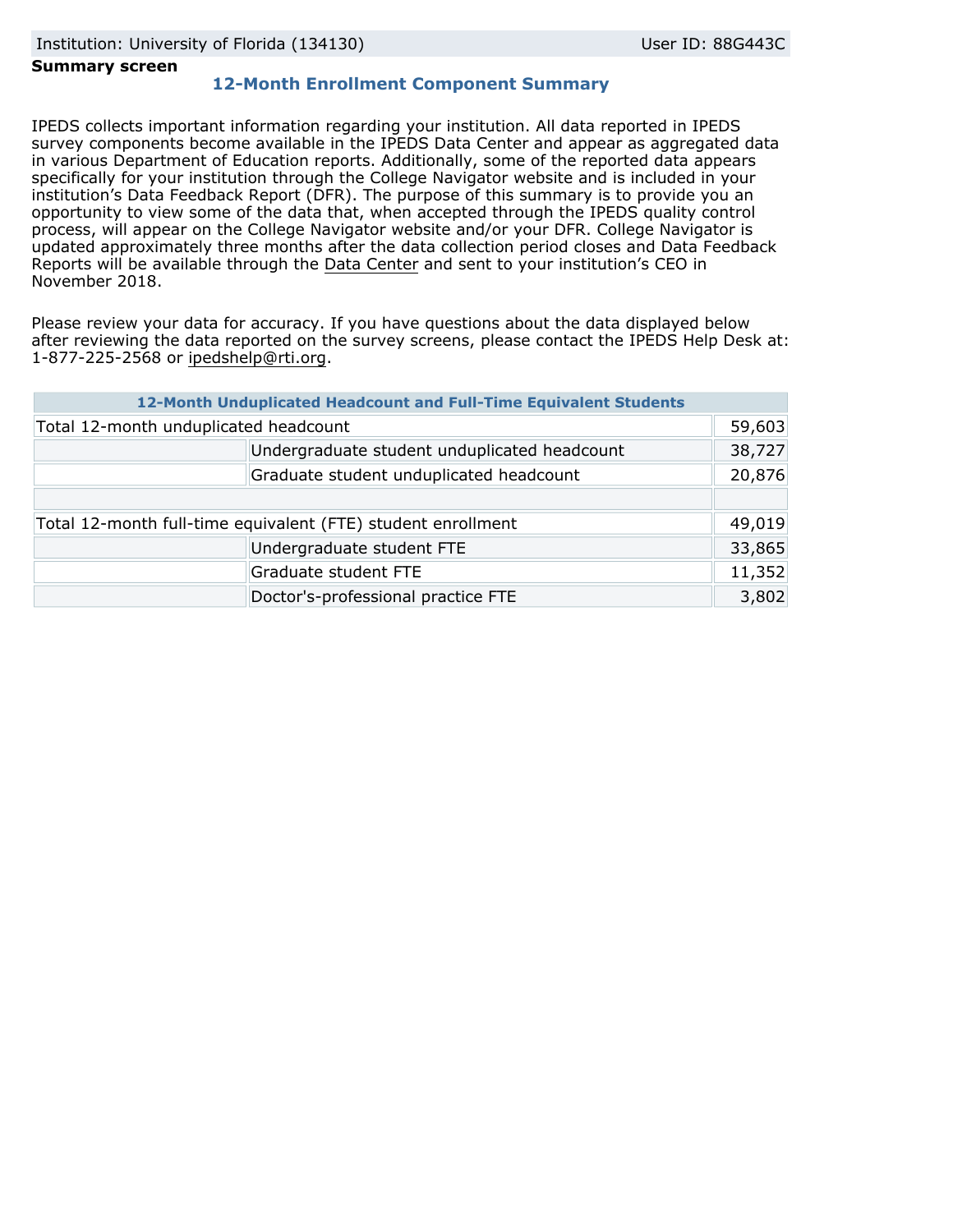Institution: University of Florida (134130) | User ID: 88G443C

**Summary screen**

## 12-Month Enrollment Component Summary

IPEDS collects important information regarding your institution. All data reported in IPEDS survey components become available in the IPEDS Data Center and appear as aggregated data in various Department of Education reports. Additionally, some of the reported data appears specifically for your institution through the College Navigator website and is included in your institution's Data Feedback Report (DFR). The purpose of this summary is to provide you an opportunity to view some of the data that, when accepted through the IPEDS quality control process, will appear on the College Navigator website and/or your DFR. College Navigator is updated approximately three months after the data collection period closes and Data Feedback Reports will be available through the Data Center and sent to your institution's CEO in November 2018.

Please review your data for accuracy. If you have questions about the data displayed below after reviewing the data reported on the survey screens, please contact the IPEDS Help Desk at: 1-877-225-2568 or ipedshelp@rti.org.

| 12-Month Unduplicated Headcount and Full-Time Equivalent Students | | |
|---|---|---|
| Total 12-month unduplicated headcount | | 59,603 |
| | Undergraduate student unduplicated headcount | 38,727 |
| | Graduate student unduplicated headcount | 20,876 |
| | | |
| Total 12-month full-time equivalent (FTE) student enrollment | | 49,019 |
| | Undergraduate student FTE | 33,865 |
| | Graduate student FTE | 11,352 |
| | Doctor's-professional practice FTE | 3,802 |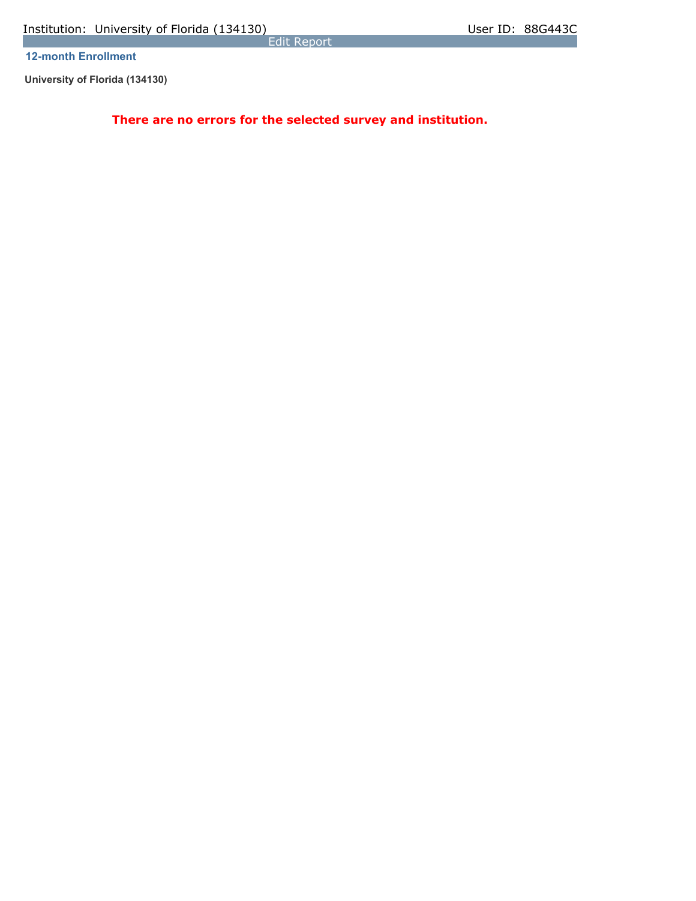Institution: University of Florida (134130) User ID: 88G443C

Edit Report

## 12-month Enrollment

**University of Florida (134130)**

**There are no errors for the selected survey and institution.**